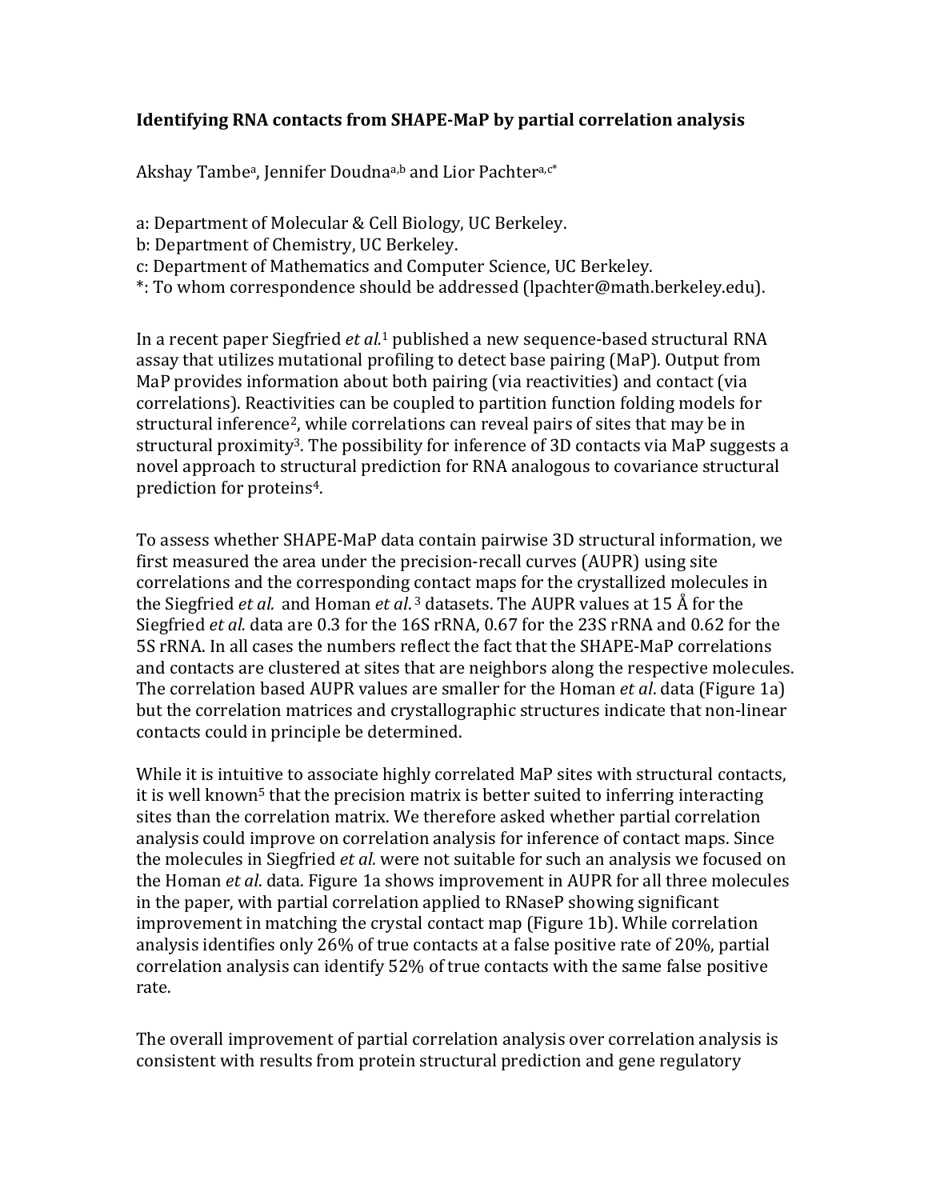# Identifying RNA contacts from SHAPE-MaP by partial correlation analysis

Akshay Tambe[a], Jennifer Doudna[a,b] and Lior Pachter[a,c*]

a: Department of Molecular & Cell Biology, UC Berkeley.
b: Department of Chemistry, UC Berkeley.
c: Department of Mathematics and Computer Science, UC Berkeley.
*: To whom correspondence should be addressed (lpachter@math.berkeley.edu).

In a recent paper Siegfried *et al.*[1] published a new sequence-based structural RNA assay that utilizes mutational profiling to detect base pairing (MaP). Output from MaP provides information about both pairing (via reactivities) and contact (via correlations). Reactivities can be coupled to partition function folding models for structural inference[2], while correlations can reveal pairs of sites that may be in structural proximity[3]. The possibility for inference of 3D contacts via MaP suggests a novel approach to structural prediction for RNA analogous to covariance structural prediction for proteins[4].

To assess whether SHAPE-MaP data contain pairwise 3D structural information, we first measured the area under the precision-recall curves (AUPR) using site correlations and the corresponding contact maps for the crystallized molecules in the Siegfried *et al.* and Homan *et al.*[3] datasets. The AUPR values at 15 Å for the Siegfried *et al.* data are 0.3 for the 16S rRNA, 0.67 for the 23S rRNA and 0.62 for the 5S rRNA. In all cases the numbers reflect the fact that the SHAPE-MaP correlations and contacts are clustered at sites that are neighbors along the respective molecules. The correlation based AUPR values are smaller for the Homan *et al*. data (Figure 1a) but the correlation matrices and crystallographic structures indicate that non-linear contacts could in principle be determined.

While it is intuitive to associate highly correlated MaP sites with structural contacts, it is well known[5] that the precision matrix is better suited to inferring interacting sites than the correlation matrix. We therefore asked whether partial correlation analysis could improve on correlation analysis for inference of contact maps. Since the molecules in Siegfried *et al.* were not suitable for such an analysis we focused on the Homan *et al*. data. Figure 1a shows improvement in AUPR for all three molecules in the paper, with partial correlation applied to RNaseP showing significant improvement in matching the crystal contact map (Figure 1b). While correlation analysis identifies only 26% of true contacts at a false positive rate of 20%, partial correlation analysis can identify 52% of true contacts with the same false positive rate.

The overall improvement of partial correlation analysis over correlation analysis is consistent with results from protein structural prediction and gene regulatory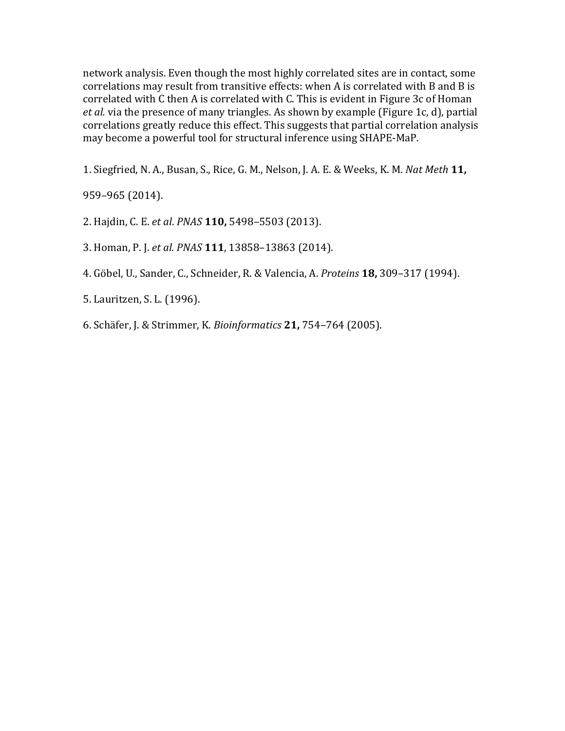network analysis. Even though the most highly correlated sites are in contact, some correlations may result from transitive effects: when A is correlated with B and B is correlated with C then A is correlated with C. This is evident in Figure 3c of Homan *et al.* via the presence of many triangles. As shown by example (Figure 1c, d), partial correlations greatly reduce this effect. This suggests that partial correlation analysis may become a powerful tool for structural inference using SHAPE-MaP.

1. Siegfried, N. A., Busan, S., Rice, G. M., Nelson, J. A. E. & Weeks, K. M. *Nat Meth* **11,** 959–965 (2014).

2. Hajdin, C. E. *et al*. *PNAS* **110,** 5498–5503 (2013).

3. Homan, P. J. *et al. PNAS* **111**, 13858–13863 (2014).

4. Göbel, U., Sander, C., Schneider, R. & Valencia, A. *Proteins* **18,** 309–317 (1994).

5. Lauritzen, S. L. (1996).

6. Schäfer, J. & Strimmer, K. *Bioinformatics* **21,** 754–764 (2005).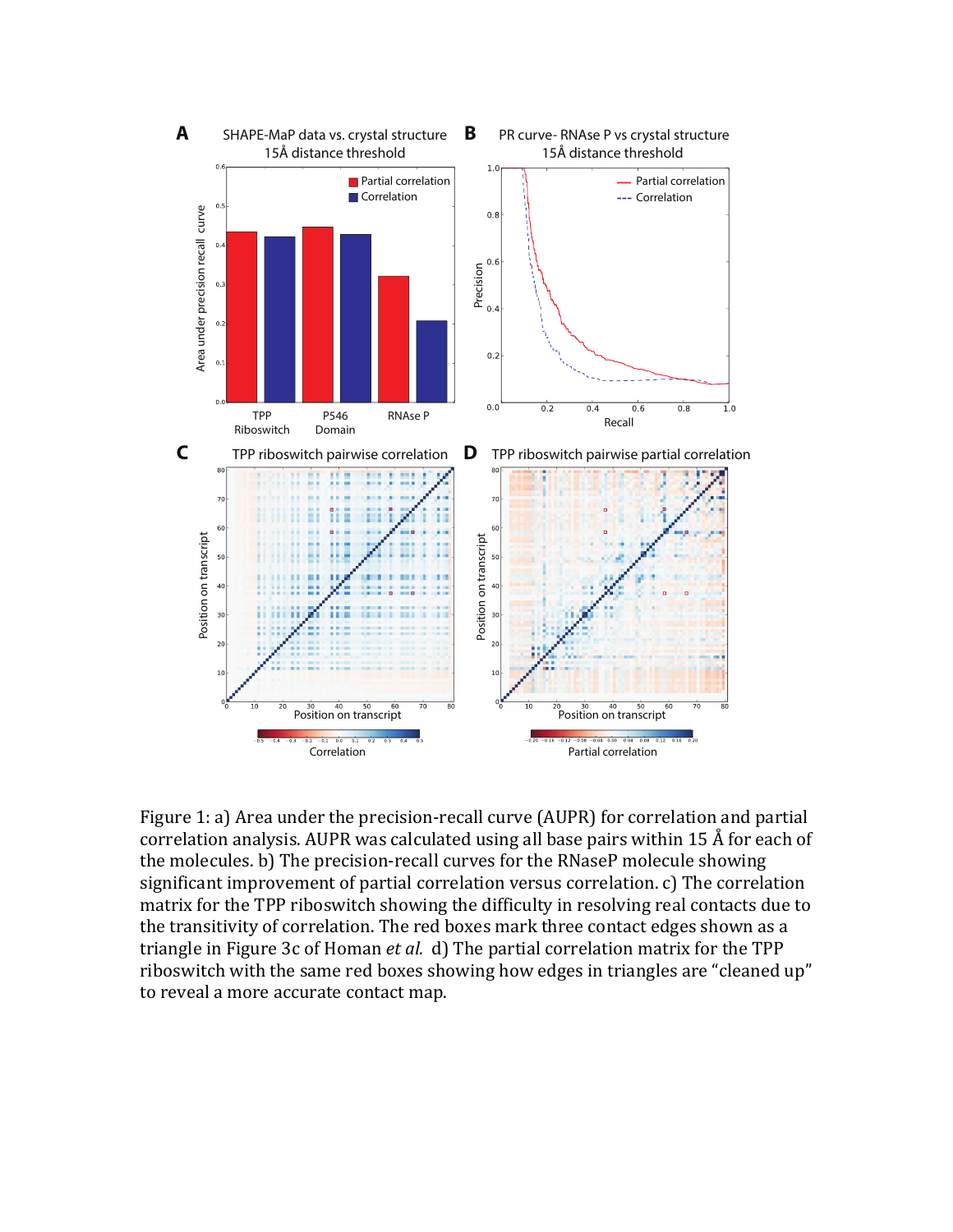A

SHAPE-MaP data vs. crystal structure
15Å distance threshold

Area under precision recall curve

0.6
0.5
0.4
0.3
0.2
0.1
0.0

Partial correlation
Correlation

TPP Riboswitch
P546 Domain
RNAse P

B

PR curve- RNAse P vs crystal structure
15Å distance threshold

Precision

1.0
0.8
0.6
0.4
0.2
0.0

Partial correlation
Correlation

0.2
0.4
0.6
0.8
1.0

Recall

C

TPP riboswitch pairwise correlation

Position on transcript

Position on transcript

Correlation

D

TPP riboswitch pairwise partial correlation

Position on transcript

Position on transcript

Partial correlation

Figure 1: a) Area under the precision-recall curve (AUPR) for correlation and partial correlation analysis. AUPR was calculated using all base pairs within 15 Å for each of the molecules. b) The precision-recall curves for the RNaseP molecule showing significant improvement of partial correlation versus correlation. c) The correlation matrix for the TPP riboswitch showing the difficulty in resolving real contacts due to the transitivity of correlation. The red boxes mark three contact edges shown as a triangle in Figure 3c of Homan *et al.* d) The partial correlation matrix for the TPP riboswitch with the same red boxes showing how edges in triangles are "cleaned up" to reveal a more accurate contact map.